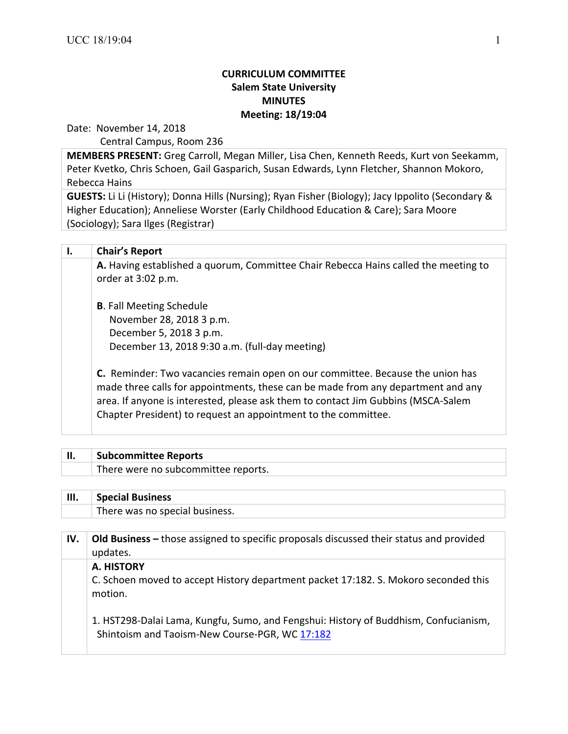# CURRICULUM COMMITTEE
## Salem State University
## MINUTES
## Meeting: 18/19:04

Date: November 14, 2018
Central Campus, Room 236

**MEMBERS PRESENT:** Greg Carroll, Megan Miller, Lisa Chen, Kenneth Reeds, Kurt von Seekamm, Peter Kvetko, Chris Schoen, Gail Gasparich, Susan Edwards, Lynn Fletcher, Shannon Mokoro, Rebecca Hains

**GUESTS:** Li Li (History); Donna Hills (Nursing); Ryan Fisher (Biology); Jacy Ippolito (Secondary & Higher Education); Anneliese Worster (Early Childhood Education & Care); Sara Moore (Sociology); Sara Ilges (Registrar)

## I. Chair's Report

**A.** Having established a quorum, Committee Chair Rebecca Hains called the meeting to order at 3:02 p.m.

**B**. Fall Meeting Schedule
November 28, 2018 3 p.m.
December 5, 2018 3 p.m.
December 13, 2018 9:30 a.m. (full-day meeting)

**C.** Reminder: Two vacancies remain open on our committee. Because the union has made three calls for appointments, these can be made from any department and any area. If anyone is interested, please ask them to contact Jim Gubbins (MSCA-Salem Chapter President) to request an appointment to the committee.

## II. Subcommittee Reports

There were no subcommittee reports.

## III. Special Business

There was no special business.

## IV. Old Business – those assigned to specific proposals discussed their status and provided updates.

**A. HISTORY**

C. Schoen moved to accept History department packet 17:182. S. Mokoro seconded this motion.

1. HST298-Dalai Lama, Kungfu, Sumo, and Fengshui: History of Buddhism, Confucianism, Shintoism and Taoism-New Course-PGR, WC 17:182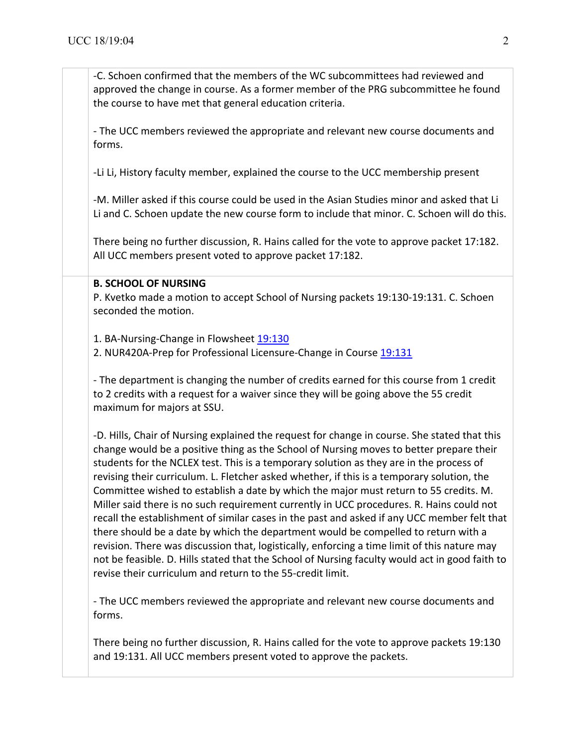-C. Schoen confirmed that the members of the WC subcommittees had reviewed and approved the change in course. As a former member of the PRG subcommittee he found the course to have met that general education criteria.

- The UCC members reviewed the appropriate and relevant new course documents and forms.

-Li Li, History faculty member, explained the course to the UCC membership present

-M. Miller asked if this course could be used in the Asian Studies minor and asked that Li Li and C. Schoen update the new course form to include that minor. C. Schoen will do this.

There being no further discussion, R. Hains called for the vote to approve packet 17:182. All UCC members present voted to approve packet 17:182.

**B. SCHOOL OF NURSING**

P. Kvetko made a motion to accept School of Nursing packets 19:130-19:131. C. Schoen seconded the motion.

1. BA-Nursing-Change in Flowsheet 19:130
2. NUR420A-Prep for Professional Licensure-Change in Course 19:131

- The department is changing the number of credits earned for this course from 1 credit to 2 credits with a request for a waiver since they will be going above the 55 credit maximum for majors at SSU.

-D. Hills, Chair of Nursing explained the request for change in course. She stated that this change would be a positive thing as the School of Nursing moves to better prepare their students for the NCLEX test. This is a temporary solution as they are in the process of revising their curriculum. L. Fletcher asked whether, if this is a temporary solution, the Committee wished to establish a date by which the major must return to 55 credits. M. Miller said there is no such requirement currently in UCC procedures. R. Hains could not recall the establishment of similar cases in the past and asked if any UCC member felt that there should be a date by which the department would be compelled to return with a revision. There was discussion that, logistically, enforcing a time limit of this nature may not be feasible. D. Hills stated that the School of Nursing faculty would act in good faith to revise their curriculum and return to the 55-credit limit.

- The UCC members reviewed the appropriate and relevant new course documents and forms.

There being no further discussion, R. Hains called for the vote to approve packets 19:130 and 19:131. All UCC members present voted to approve the packets.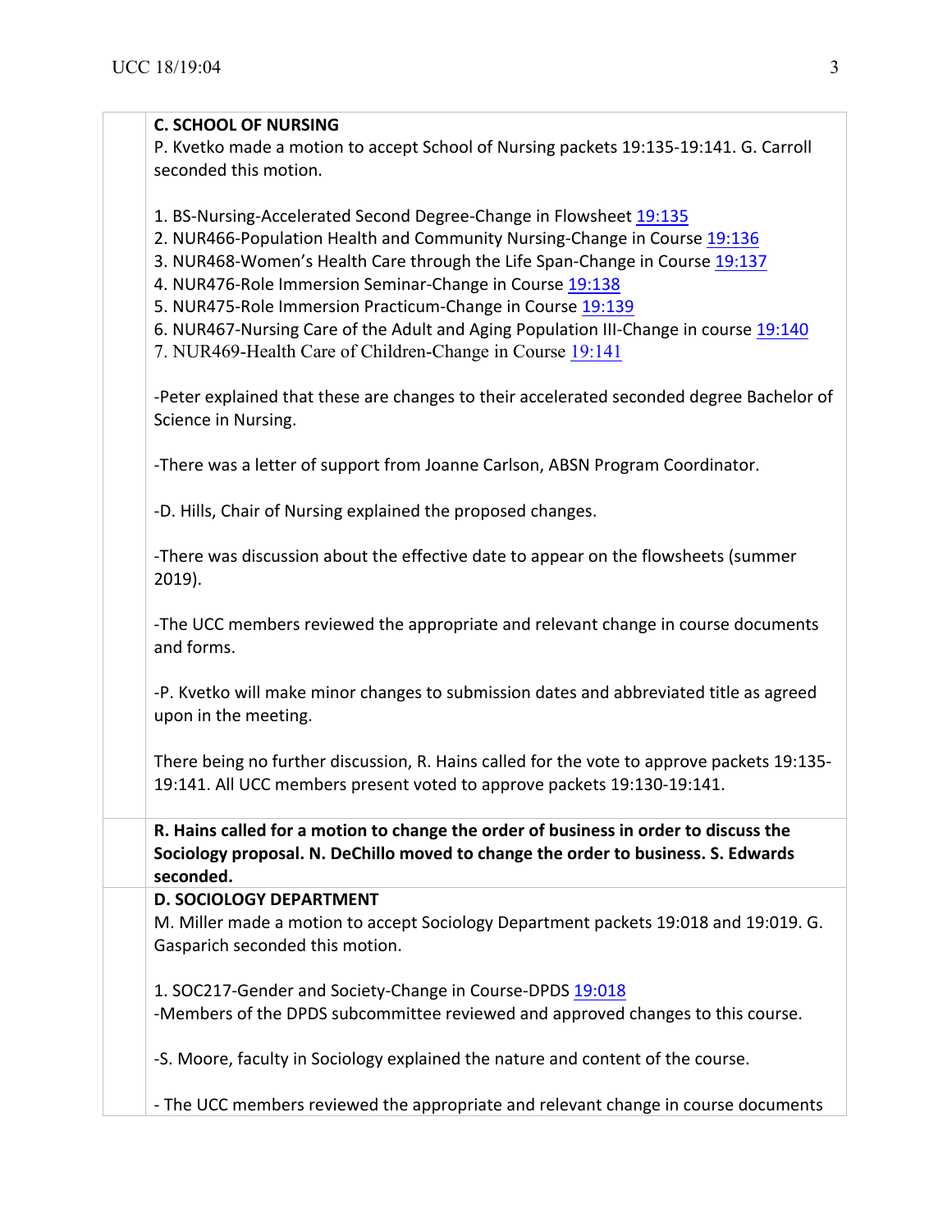**C. SCHOOL OF NURSING**

P. Kvetko made a motion to accept School of Nursing packets 19:135-19:141. G. Carroll seconded this motion.

1. BS-Nursing-Accelerated Second Degree-Change in Flowsheet 19:135
2. NUR466-Population Health and Community Nursing-Change in Course 19:136
3. NUR468-Women's Health Care through the Life Span-Change in Course 19:137
4. NUR476-Role Immersion Seminar-Change in Course 19:138
5. NUR475-Role Immersion Practicum-Change in Course 19:139
6. NUR467-Nursing Care of the Adult and Aging Population III-Change in course 19:140
7. NUR469-Health Care of Children-Change in Course 19:141

-Peter explained that these are changes to their accelerated seconded degree Bachelor of Science in Nursing.

-There was a letter of support from Joanne Carlson, ABSN Program Coordinator.

-D. Hills, Chair of Nursing explained the proposed changes.

-There was discussion about the effective date to appear on the flowsheets (summer 2019).

-The UCC members reviewed the appropriate and relevant change in course documents and forms.

-P. Kvetko will make minor changes to submission dates and abbreviated title as agreed upon in the meeting.

There being no further discussion, R. Hains called for the vote to approve packets 19:135-19:141. All UCC members present voted to approve packets 19:130-19:141.

**R. Hains called for a motion to change the order of business in order to discuss the Sociology proposal. N. DeChillo moved to change the order to business. S. Edwards seconded.**

**D. SOCIOLOGY DEPARTMENT**

M. Miller made a motion to accept Sociology Department packets 19:018 and 19:019. G. Gasparich seconded this motion.

1. SOC217-Gender and Society-Change in Course-DPDS 19:018

-Members of the DPDS subcommittee reviewed and approved changes to this course.

-S. Moore, faculty in Sociology explained the nature and content of the course.

- The UCC members reviewed the appropriate and relevant change in course documents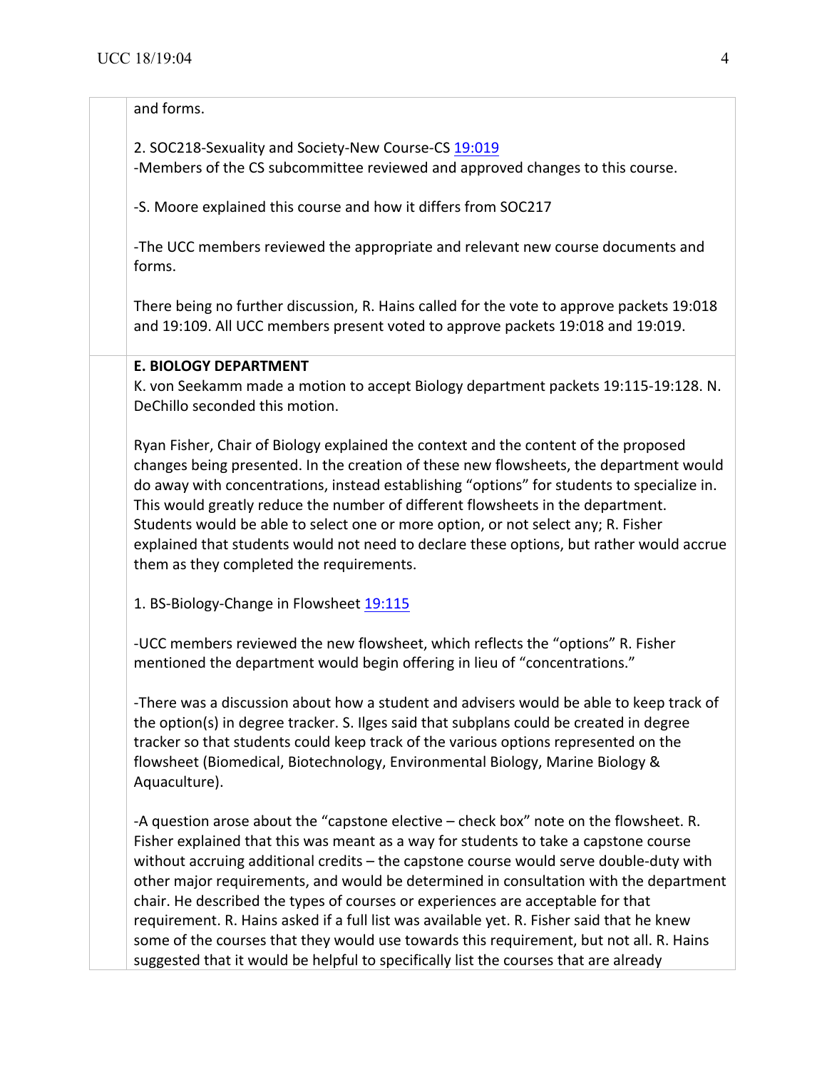and forms.

2. SOC218-Sexuality and Society-New Course-CS 19:019
-Members of the CS subcommittee reviewed and approved changes to this course.

-S. Moore explained this course and how it differs from SOC217

-The UCC members reviewed the appropriate and relevant new course documents and forms.

There being no further discussion, R. Hains called for the vote to approve packets 19:018 and 19:109. All UCC members present voted to approve packets 19:018 and 19:019.

**E. BIOLOGY DEPARTMENT**
K. von Seekamm made a motion to accept Biology department packets 19:115-19:128. N. DeChillo seconded this motion.

Ryan Fisher, Chair of Biology explained the context and the content of the proposed changes being presented. In the creation of these new flowsheets, the department would do away with concentrations, instead establishing "options" for students to specialize in. This would greatly reduce the number of different flowsheets in the department. Students would be able to select one or more option, or not select any; R. Fisher explained that students would not need to declare these options, but rather would accrue them as they completed the requirements.

1. BS-Biology-Change in Flowsheet 19:115

-UCC members reviewed the new flowsheet, which reflects the "options" R. Fisher mentioned the department would begin offering in lieu of "concentrations."

-There was a discussion about how a student and advisers would be able to keep track of the option(s) in degree tracker. S. Ilges said that subplans could be created in degree tracker so that students could keep track of the various options represented on the flowsheet (Biomedical, Biotechnology, Environmental Biology, Marine Biology & Aquaculture).

-A question arose about the "capstone elective – check box" note on the flowsheet. R. Fisher explained that this was meant as a way for students to take a capstone course without accruing additional credits – the capstone course would serve double-duty with other major requirements, and would be determined in consultation with the department chair. He described the types of courses or experiences are acceptable for that requirement. R. Hains asked if a full list was available yet. R. Fisher said that he knew some of the courses that they would use towards this requirement, but not all. R. Hains suggested that it would be helpful to specifically list the courses that are already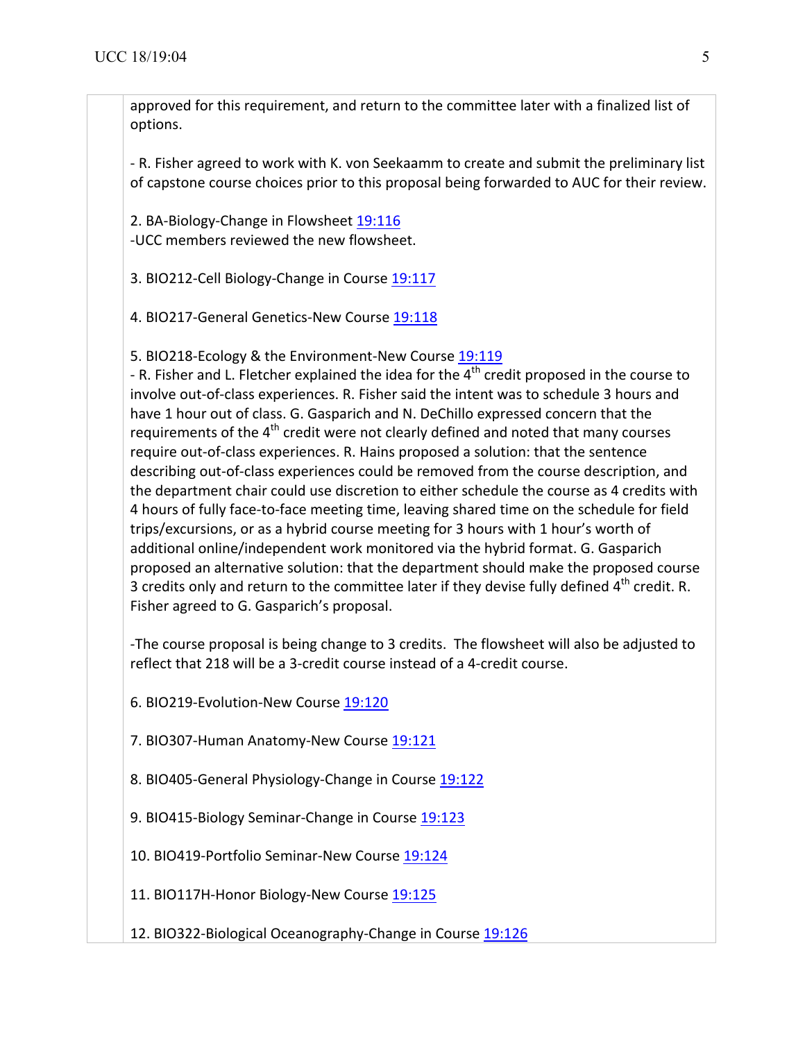approved for this requirement, and return to the committee later with a finalized list of options.

- R. Fisher agreed to work with K. von Seekaamm to create and submit the preliminary list of capstone course choices prior to this proposal being forwarded to AUC for their review.

2. BA-Biology-Change in Flowsheet 19:116
-UCC members reviewed the new flowsheet.

3. BIO212-Cell Biology-Change in Course 19:117

4. BIO217-General Genetics-New Course 19:118

5. BIO218-Ecology & the Environment-New Course 19:119
- R. Fisher and L. Fletcher explained the idea for the 4th credit proposed in the course to involve out-of-class experiences. R. Fisher said the intent was to schedule 3 hours and have 1 hour out of class. G. Gasparich and N. DeChillo expressed concern that the requirements of the 4th credit were not clearly defined and noted that many courses require out-of-class experiences. R. Hains proposed a solution: that the sentence describing out-of-class experiences could be removed from the course description, and the department chair could use discretion to either schedule the course as 4 credits with 4 hours of fully face-to-face meeting time, leaving shared time on the schedule for field trips/excursions, or as a hybrid course meeting for 3 hours with 1 hour's worth of additional online/independent work monitored via the hybrid format. G. Gasparich proposed an alternative solution: that the department should make the proposed course 3 credits only and return to the committee later if they devise fully defined 4th credit. R. Fisher agreed to G. Gasparich's proposal.

-The course proposal is being change to 3 credits. The flowsheet will also be adjusted to reflect that 218 will be a 3-credit course instead of a 4-credit course.

6. BIO219-Evolution-New Course 19:120

7. BIO307-Human Anatomy-New Course 19:121

8. BIO405-General Physiology-Change in Course 19:122

9. BIO415-Biology Seminar-Change in Course 19:123

10. BIO419-Portfolio Seminar-New Course 19:124

11. BIO117H-Honor Biology-New Course 19:125

12. BIO322-Biological Oceanography-Change in Course 19:126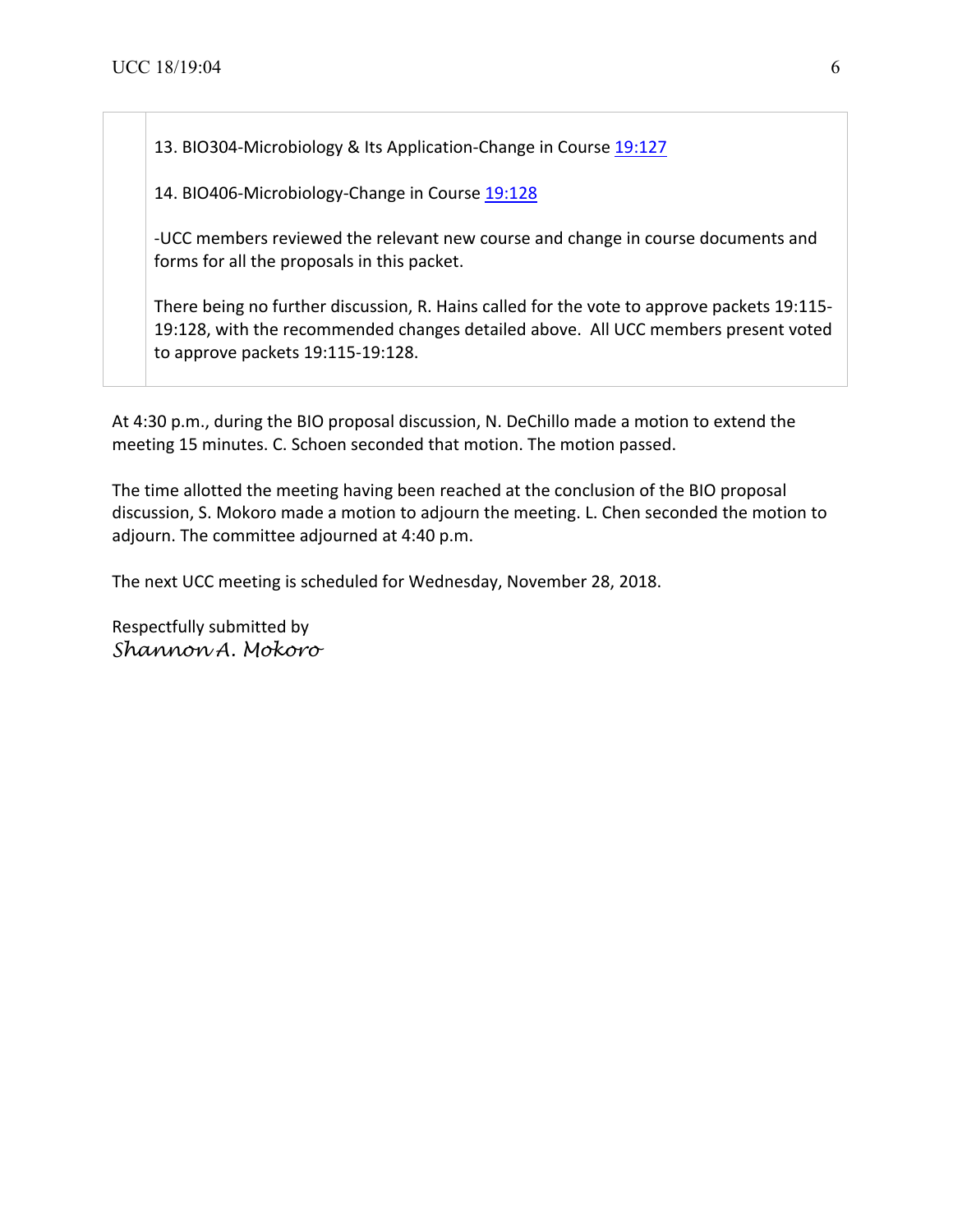13. BIO304-Microbiology & Its Application-Change in Course 19:127

14. BIO406-Microbiology-Change in Course 19:128

-UCC members reviewed the relevant new course and change in course documents and forms for all the proposals in this packet.

There being no further discussion, R. Hains called for the vote to approve packets 19:115-19:128, with the recommended changes detailed above. All UCC members present voted to approve packets 19:115-19:128.

At 4:30 p.m., during the BIO proposal discussion, N. DeChillo made a motion to extend the meeting 15 minutes. C. Schoen seconded that motion. The motion passed.

The time allotted the meeting having been reached at the conclusion of the BIO proposal discussion, S. Mokoro made a motion to adjourn the meeting. L. Chen seconded the motion to adjourn. The committee adjourned at 4:40 p.m.

The next UCC meeting is scheduled for Wednesday, November 28, 2018.

Respectfully submitted by
*Shannon A. Mokoro*